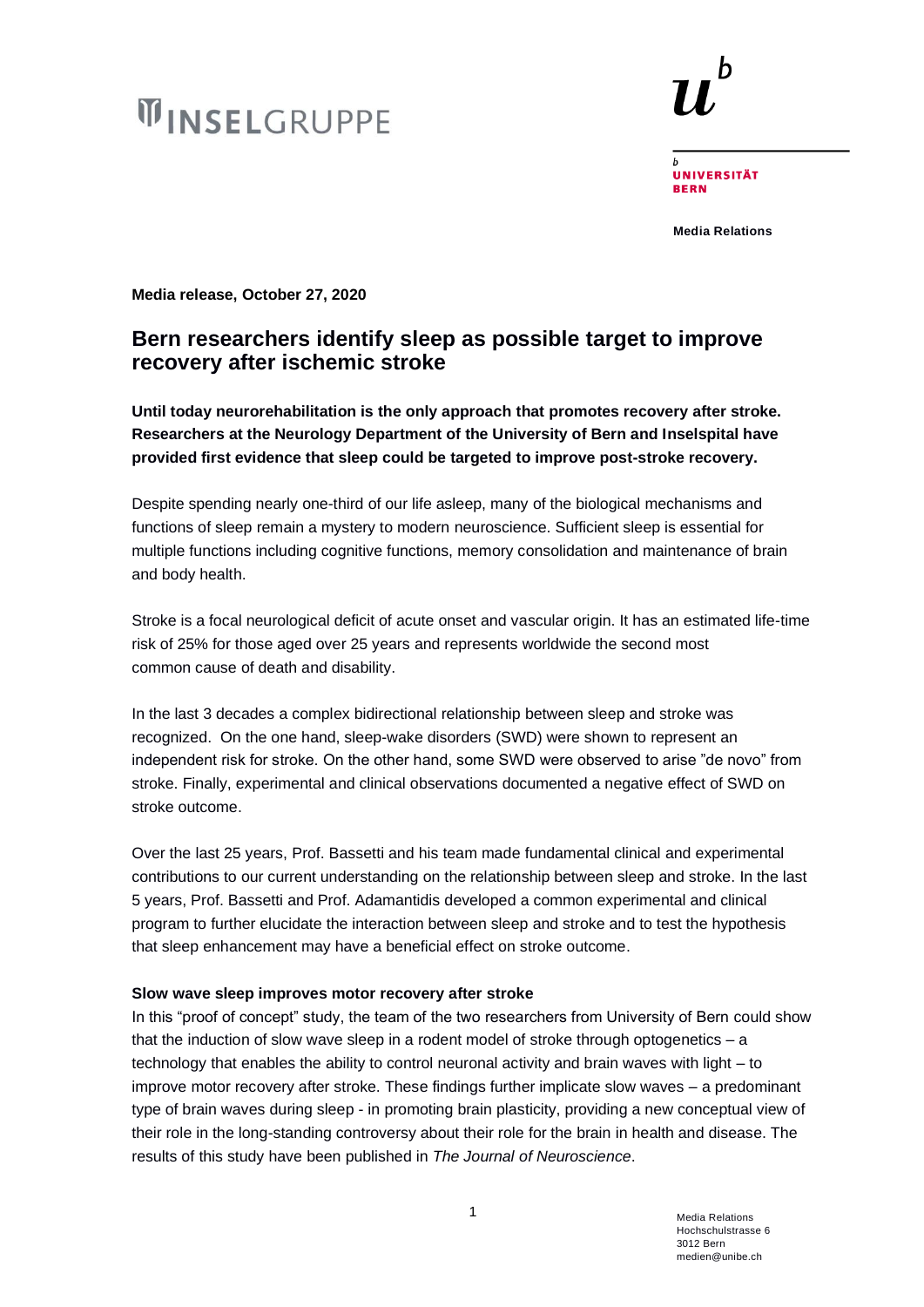INSELGRUPPE

UNIVERSITÄT BERN

Media Relations

**Media release, October 27, 2020**

# Bern researchers identify sleep as possible target to improve recovery after ischemic stroke

**Until today neurorehabilitation is the only approach that promotes recovery after stroke. Researchers at the Neurology Department of the University of Bern and Inselspital have provided first evidence that sleep could be targeted to improve post-stroke recovery.**

Despite spending nearly one-third of our life asleep, many of the biological mechanisms and functions of sleep remain a mystery to modern neuroscience. Sufficient sleep is essential for multiple functions including cognitive functions, memory consolidation and maintenance of brain and body health.

Stroke is a focal neurological deficit of acute onset and vascular origin. It has an estimated life-time risk of 25% for those aged over 25 years and represents worldwide the second most common cause of death and disability.

In the last 3 decades a complex bidirectional relationship between sleep and stroke was recognized. On the one hand, sleep-wake disorders (SWD) were shown to represent an independent risk for stroke. On the other hand, some SWD were observed to arise "de novo" from stroke. Finally, experimental and clinical observations documented a negative effect of SWD on stroke outcome.

Over the last 25 years, Prof. Bassetti and his team made fundamental clinical and experimental contributions to our current understanding on the relationship between sleep and stroke. In the last 5 years, Prof. Bassetti and Prof. Adamantidis developed a common experimental and clinical program to further elucidate the interaction between sleep and stroke and to test the hypothesis that sleep enhancement may have a beneficial effect on stroke outcome.

### Slow wave sleep improves motor recovery after stroke

In this "proof of concept" study, the team of the two researchers from University of Bern could show that the induction of slow wave sleep in a rodent model of stroke through optogenetics – a technology that enables the ability to control neuronal activity and brain waves with light – to improve motor recovery after stroke. These findings further implicate slow waves – a predominant type of brain waves during sleep - in promoting brain plasticity, providing a new conceptual view of their role in the long-standing controversy about their role for the brain in health and disease. The results of this study have been published in *The Journal of Neuroscience*.

Media Relations
Hochschulstrasse 6
3012 Bern
medien@unibe.ch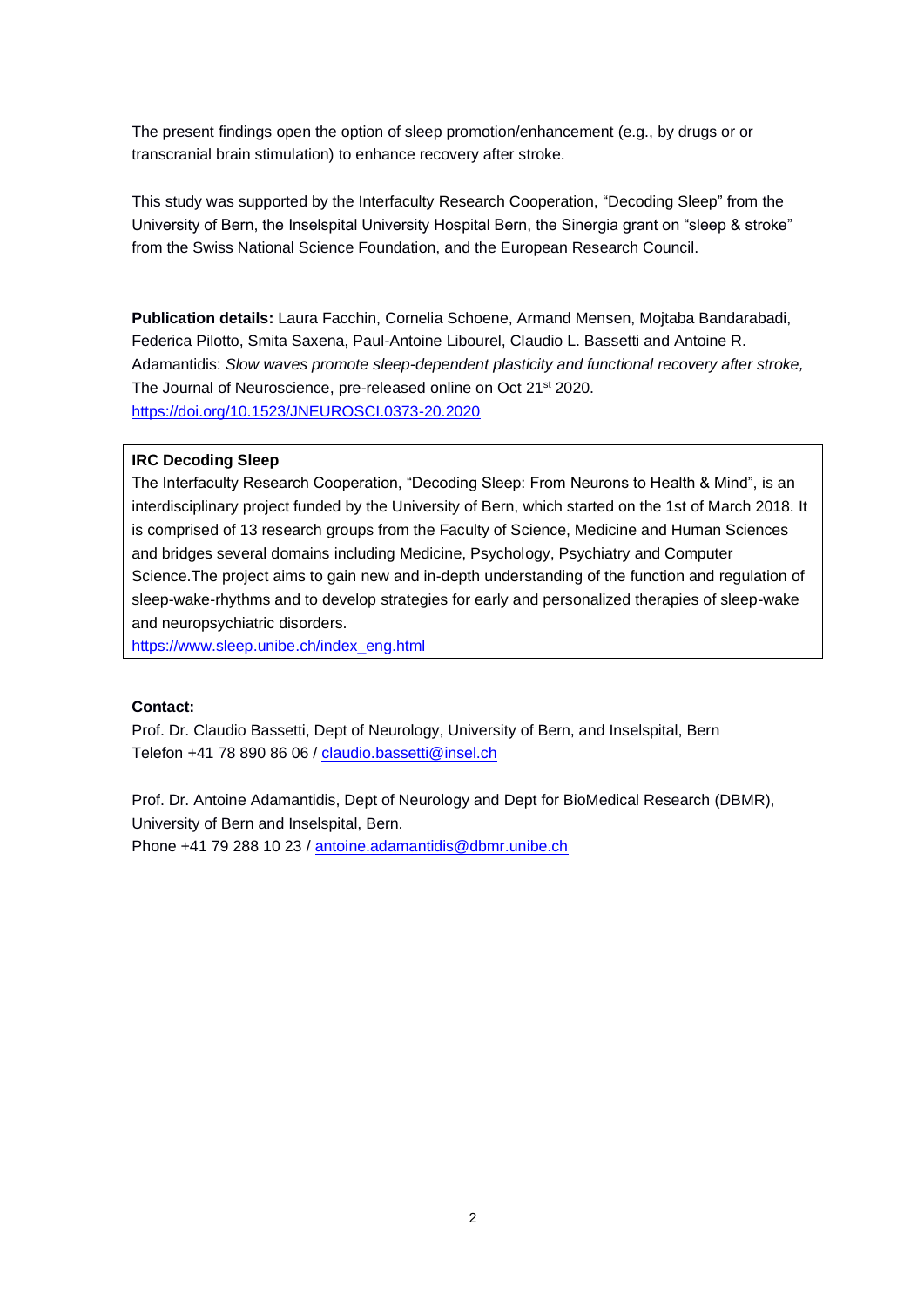The present findings open the option of sleep promotion/enhancement (e.g., by drugs or or transcranial brain stimulation) to enhance recovery after stroke.

This study was supported by the Interfaculty Research Cooperation, "Decoding Sleep" from the University of Bern, the Inselspital University Hospital Bern, the Sinergia grant on "sleep & stroke" from the Swiss National Science Foundation, and the European Research Council.

**Publication details:** Laura Facchin, Cornelia Schoene, Armand Mensen, Mojtaba Bandarabadi, Federica Pilotto, Smita Saxena, Paul-Antoine Libourel, Claudio L. Bassetti and Antoine R. Adamantidis: *Slow waves promote sleep-dependent plasticity and functional recovery after stroke,* The Journal of Neuroscience, pre-released online on Oct 21st 2020. https://doi.org/10.1523/JNEUROSCI.0373-20.2020

**IRC Decoding Sleep**

The Interfaculty Research Cooperation, "Decoding Sleep: From Neurons to Health & Mind", is an interdisciplinary project funded by the University of Bern, which started on the 1st of March 2018. It is comprised of 13 research groups from the Faculty of Science, Medicine and Human Sciences and bridges several domains including Medicine, Psychology, Psychiatry and Computer Science.The project aims to gain new and in-depth understanding of the function and regulation of sleep-wake-rhythms and to develop strategies for early and personalized therapies of sleep-wake and neuropsychiatric disorders.

https://www.sleep.unibe.ch/index_eng.html

**Contact:**

Prof. Dr. Claudio Bassetti, Dept of Neurology, University of Bern, and Inselspital, Bern
Telefon +41 78 890 86 06 / claudio.bassetti@insel.ch

Prof. Dr. Antoine Adamantidis, Dept of Neurology and Dept for BioMedical Research (DBMR), University of Bern and Inselspital, Bern.
Phone +41 79 288 10 23 / antoine.adamantidis@dbmr.unibe.ch